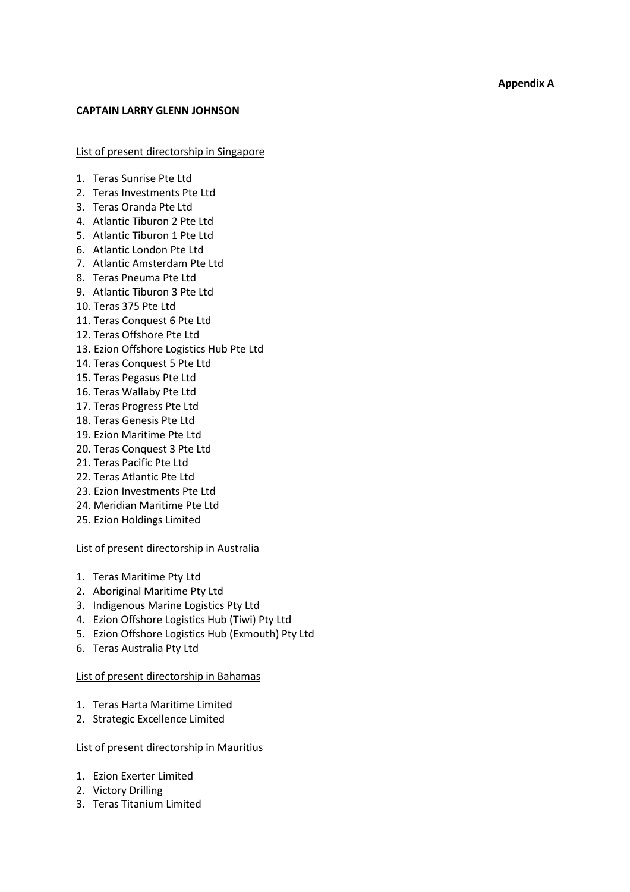**Appendix A**

**CAPTAIN LARRY GLENN JOHNSON**

List of present directorship in Singapore

1. Teras Sunrise Pte Ltd
2. Teras Investments Pte Ltd
3. Teras Oranda Pte Ltd
4. Atlantic Tiburon 2 Pte Ltd
5. Atlantic Tiburon 1 Pte Ltd
6. Atlantic London Pte Ltd
7. Atlantic Amsterdam Pte Ltd
8. Teras Pneuma Pte Ltd
9. Atlantic Tiburon 3 Pte Ltd
10. Teras 375 Pte Ltd
11. Teras Conquest 6 Pte Ltd
12. Teras Offshore Pte Ltd
13. Ezion Offshore Logistics Hub Pte Ltd
14. Teras Conquest 5 Pte Ltd
15. Teras Pegasus Pte Ltd
16. Teras Wallaby Pte Ltd
17. Teras Progress Pte Ltd
18. Teras Genesis Pte Ltd
19. Ezion Maritime Pte Ltd
20. Teras Conquest 3 Pte Ltd
21. Teras Pacific Pte Ltd
22. Teras Atlantic Pte Ltd
23. Ezion Investments Pte Ltd
24. Meridian Maritime Pte Ltd
25. Ezion Holdings Limited

List of present directorship in Australia

1. Teras Maritime Pty Ltd
2. Aboriginal Maritime Pty Ltd
3. Indigenous Marine Logistics Pty Ltd
4. Ezion Offshore Logistics Hub (Tiwi) Pty Ltd
5. Ezion Offshore Logistics Hub (Exmouth) Pty Ltd
6. Teras Australia Pty Ltd

List of present directorship in Bahamas

1. Teras Harta Maritime Limited
2. Strategic Excellence Limited

List of present directorship in Mauritius

1. Ezion Exerter Limited
2. Victory Drilling
3. Teras Titanium Limited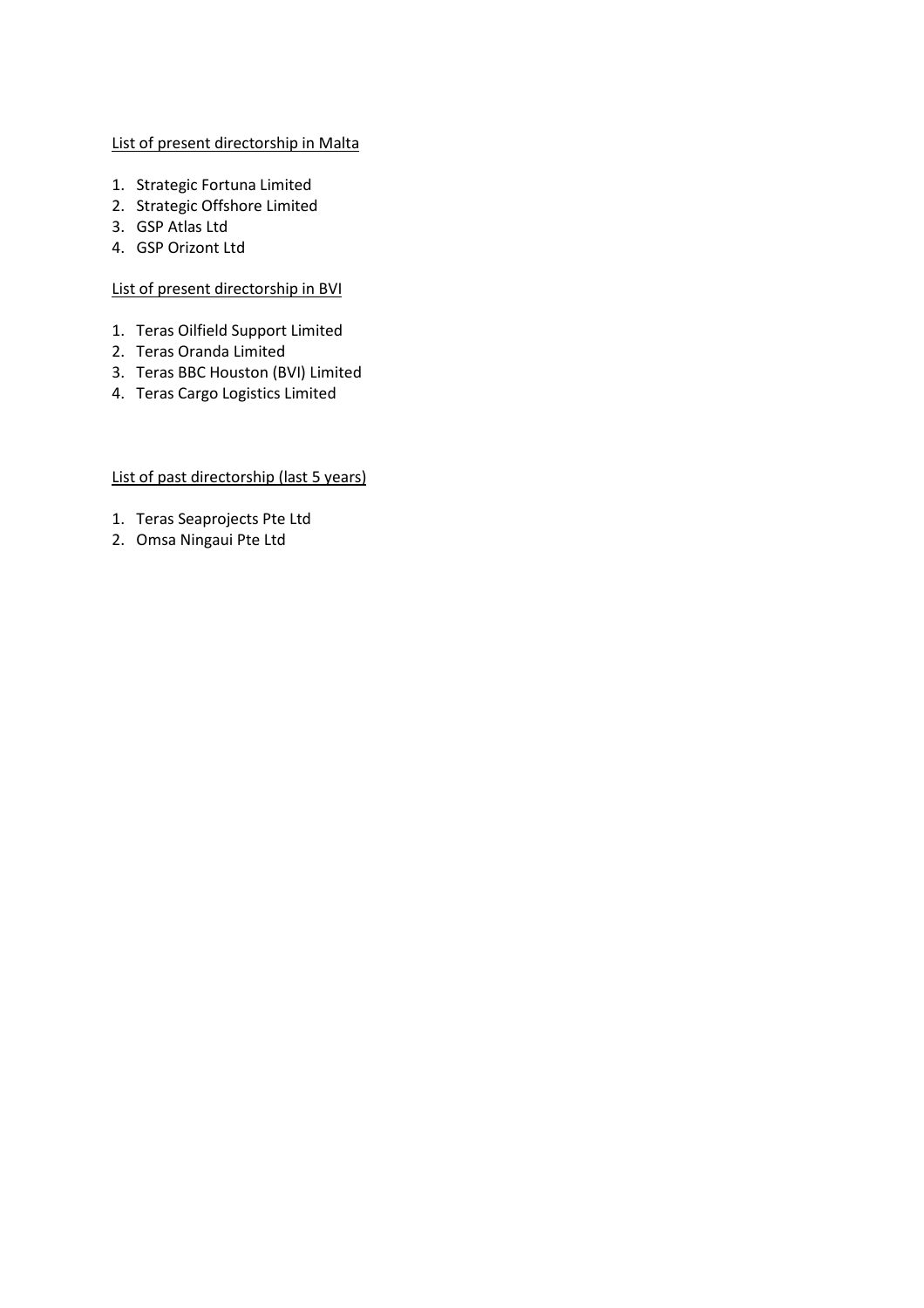List of present directorship in Malta

1. Strategic Fortuna Limited
2. Strategic Offshore Limited
3. GSP Atlas Ltd
4. GSP Orizont Ltd

List of present directorship in BVI

1. Teras Oilfield Support Limited
2. Teras Oranda Limited
3. Teras BBC Houston (BVI) Limited
4. Teras Cargo Logistics Limited

List of past directorship (last 5 years)

1. Teras Seaprojects Pte Ltd
2. Omsa Ningaui Pte Ltd